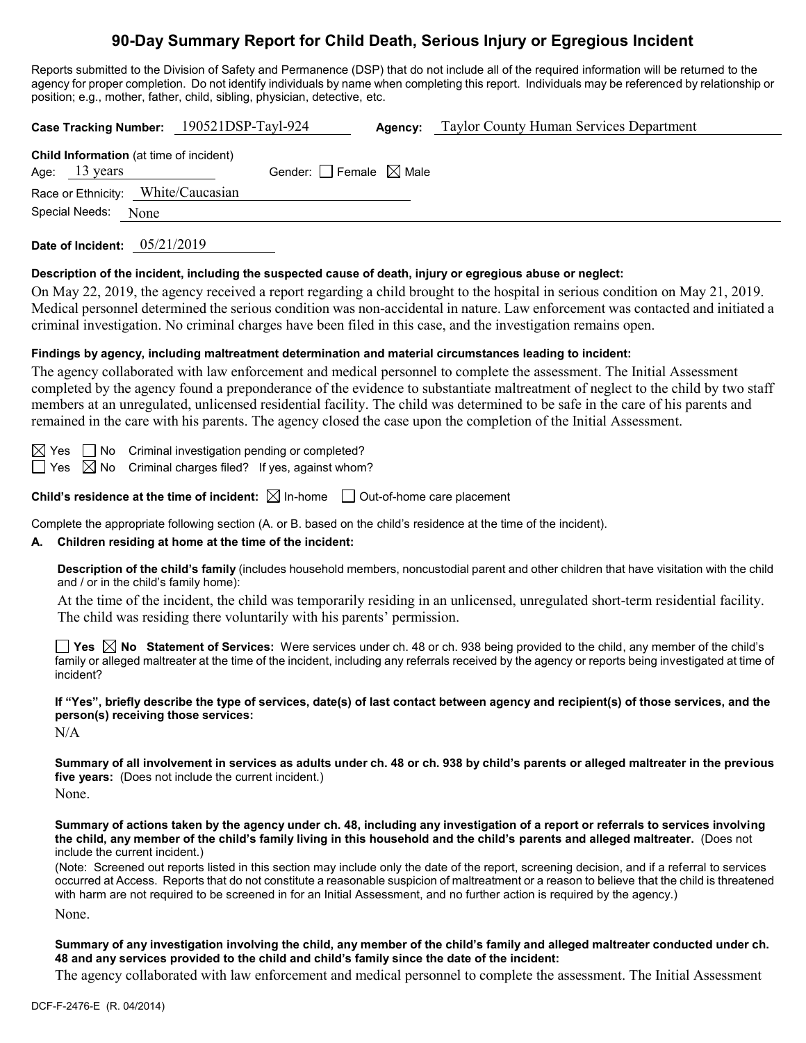# 90-Day Summary Report for Child Death, Serious Injury or Egregious Incident

Reports submitted to the Division of Safety and Permanence (DSP) that do not include all of the required information will be returned to the agency for proper completion. Do not identify individuals by name when completing this report. Individuals may be referenced by relationship or position; e.g., mother, father, child, sibling, physician, detective, etc.

**Case Tracking Number:** 190521DSP-Tayl-924 **Agency:** Taylor County Human Services Department

**Child Information** (at time of incident)
Age: 13 years Gender: ☐ Female ☒ Male
Race or Ethnicity: White/Caucasian
Special Needs: None

**Date of Incident:** 05/21/2019

**Description of the incident, including the suspected cause of death, injury or egregious abuse or neglect:**

On May 22, 2019, the agency received a report regarding a child brought to the hospital in serious condition on May 21, 2019. Medical personnel determined the serious condition was non-accidental in nature. Law enforcement was contacted and initiated a criminal investigation. No criminal charges have been filed in this case, and the investigation remains open.

**Findings by agency, including maltreatment determination and material circumstances leading to incident:**

The agency collaborated with law enforcement and medical personnel to complete the assessment. The Initial Assessment completed by the agency found a preponderance of the evidence to substantiate maltreatment of neglect to the child by two staff members at an unregulated, unlicensed residential facility. The child was determined to be safe in the care of his parents and remained in the care with his parents. The agency closed the case upon the completion of the Initial Assessment.

☒ Yes ☐ No Criminal investigation pending or completed?
☐ Yes ☒ No Criminal charges filed? If yes, against whom?

**Child's residence at the time of incident:** ☒ In-home ☐ Out-of-home care placement

Complete the appropriate following section (A. or B. based on the child's residence at the time of the incident).

**A. Children residing at home at the time of the incident:**

**Description of the child's family** (includes household members, noncustodial parent and other children that have visitation with the child and / or in the child's family home):

At the time of the incident, the child was temporarily residing in an unlicensed, unregulated short-term residential facility. The child was residing there voluntarily with his parents' permission.

☐ **Yes** ☒ **No Statement of Services:** Were services under ch. 48 or ch. 938 being provided to the child, any member of the child's family or alleged maltreater at the time of the incident, including any referrals received by the agency or reports being investigated at time of incident?

**If "Yes", briefly describe the type of services, date(s) of last contact between agency and recipient(s) of those services, and the person(s) receiving those services:**

N/A

**Summary of all involvement in services as adults under ch. 48 or ch. 938 by child's parents or alleged maltreater in the previous five years:** (Does not include the current incident.)

None.

**Summary of actions taken by the agency under ch. 48, including any investigation of a report or referrals to services involving the child, any member of the child's family living in this household and the child's parents and alleged maltreater.** (Does not include the current incident.)

(Note: Screened out reports listed in this section may include only the date of the report, screening decision, and if a referral to services occurred at Access. Reports that do not constitute a reasonable suspicion of maltreatment or a reason to believe that the child is threatened with harm are not required to be screened in for an Initial Assessment, and no further action is required by the agency.)

None.

**Summary of any investigation involving the child, any member of the child's family and alleged maltreater conducted under ch. 48 and any services provided to the child and child's family since the date of the incident:**

The agency collaborated with law enforcement and medical personnel to complete the assessment. The Initial Assessment

DCF-F-2476-E (R. 04/2014)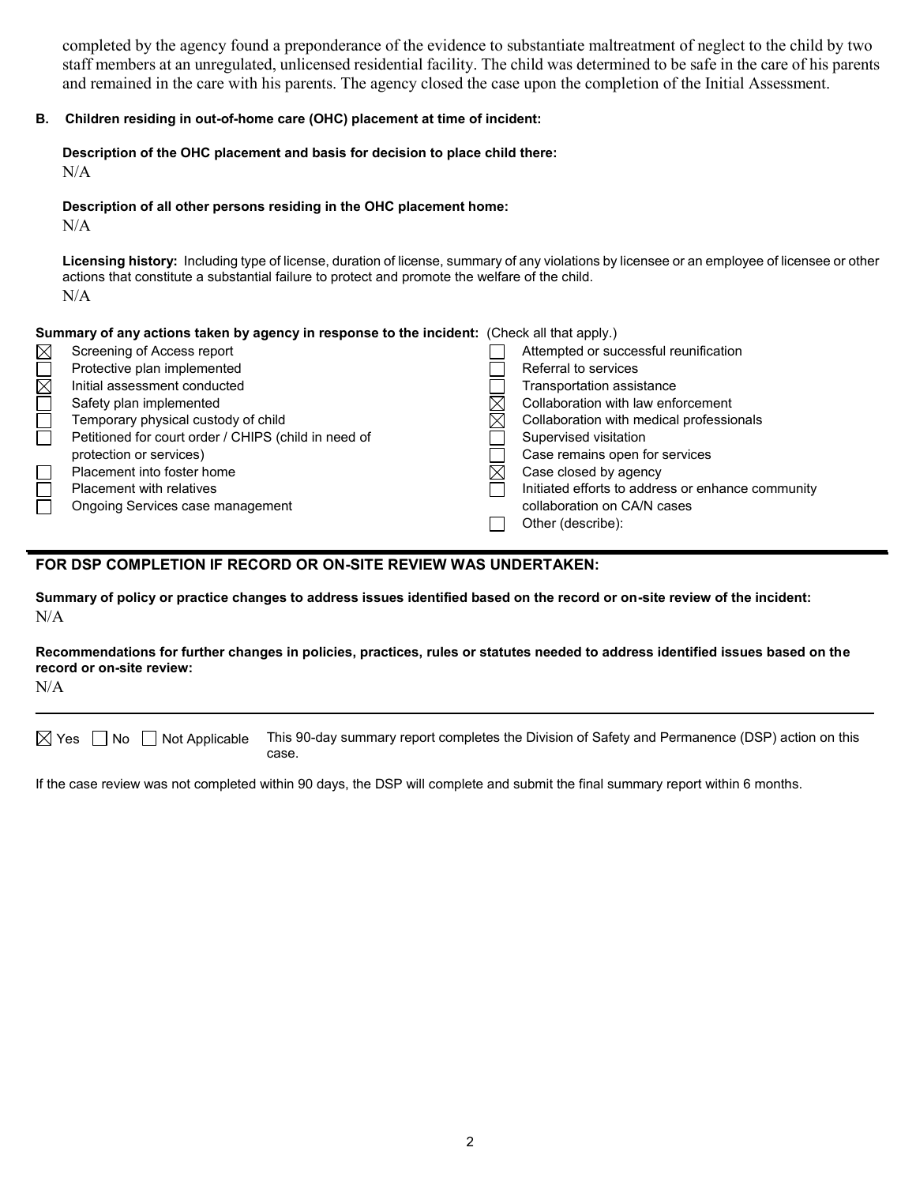completed by the agency found a preponderance of the evidence to substantiate maltreatment of neglect to the child by two staff members at an unregulated, unlicensed residential facility. The child was determined to be safe in the care of his parents and remained in the care with his parents. The agency closed the case upon the completion of the Initial Assessment.

**B. Children residing in out-of-home care (OHC) placement at time of incident:**

**Description of the OHC placement and basis for decision to place child there:**
N/A

**Description of all other persons residing in the OHC placement home:**
N/A

**Licensing history:** Including type of license, duration of license, summary of any violations by licensee or an employee of licensee or other actions that constitute a substantial failure to protect and promote the welfare of the child.
N/A

**Summary of any actions taken by agency in response to the incident:** (Check all that apply.)

- ☒ Screening of Access report
- ☐ Protective plan implemented
- ☒ Initial assessment conducted
- ☐ Safety plan implemented
- ☐ Temporary physical custody of child
- ☐ Petitioned for court order / CHIPS (child in need of protection or services)
- ☐ Placement into foster home
- ☐ Placement with relatives
- ☐ Ongoing Services case management
- ☐ Attempted or successful reunification
- ☐ Referral to services
- ☐ Transportation assistance
- ☒ Collaboration with law enforcement
- ☒ Collaboration with medical professionals
- ☐ Supervised visitation
- ☐ Case remains open for services
- ☒ Case closed by agency
- ☐ Initiated efforts to address or enhance community collaboration on CA/N cases
- ☐ Other (describe):

## FOR DSP COMPLETION IF RECORD OR ON-SITE REVIEW WAS UNDERTAKEN:

**Summary of policy or practice changes to address issues identified based on the record or on-site review of the incident:**
N/A

**Recommendations for further changes in policies, practices, rules or statutes needed to address identified issues based on the record or on-site review:**
N/A

---

☒ Yes ☐ No ☐ Not Applicable This 90-day summary report completes the Division of Safety and Permanence (DSP) action on this case.

If the case review was not completed within 90 days, the DSP will complete and submit the final summary report within 6 months.